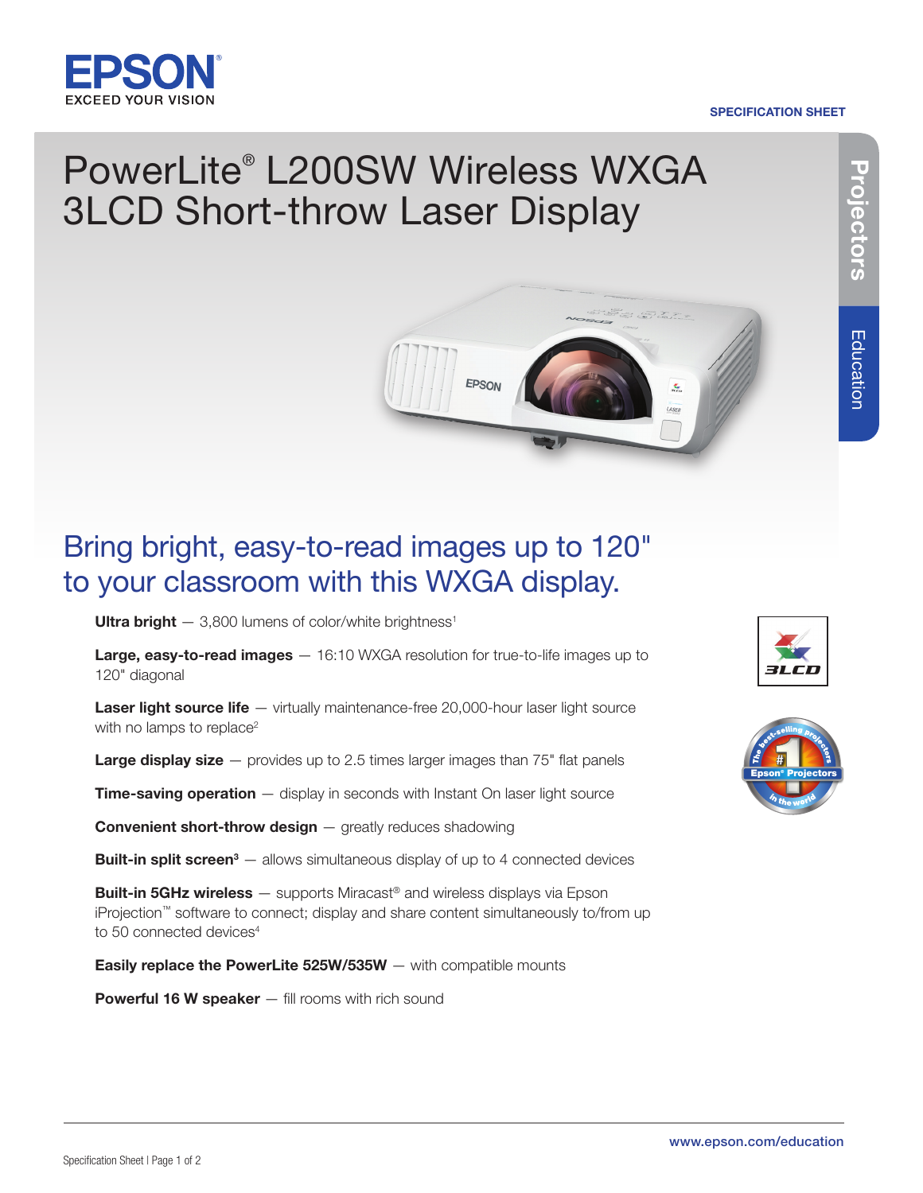EPSON
EXCEED YOUR VISION

SPECIFICATION SHEET

Projectors

Education

# PowerLite® L200SW Wireless WXGA 3LCD Short-throw Laser Display

## Bring bright, easy-to-read images up to 120" to your classroom with this WXGA display.

**Ultra bright** — 3,800 lumens of color/white brightness[1]

**Large, easy-to-read images** — 16:10 WXGA resolution for true-to-life images up to 120" diagonal

**Laser light source life** — virtually maintenance-free 20,000-hour laser light source with no lamps to replace[2]

**Large display size** — provides up to 2.5 times larger images than 75" flat panels

**Time-saving operation** — display in seconds with Instant On laser light source

**Convenient short-throw design** — greatly reduces shadowing

**Built-in split screen[3]** — allows simultaneous display of up to 4 connected devices

**Built-in 5GHz wireless** — supports Miracast® and wireless displays via Epson iProjection™ software to connect; display and share content simultaneously to/from up to 50 connected devices[4]

**Easily replace the PowerLite 525W/535W** — with compatible mounts

**Powerful 16 W speaker** — fill rooms with rich sound

3LCD

The best-selling projectors in the world — #1 Epson® Projectors

www.epson.com/education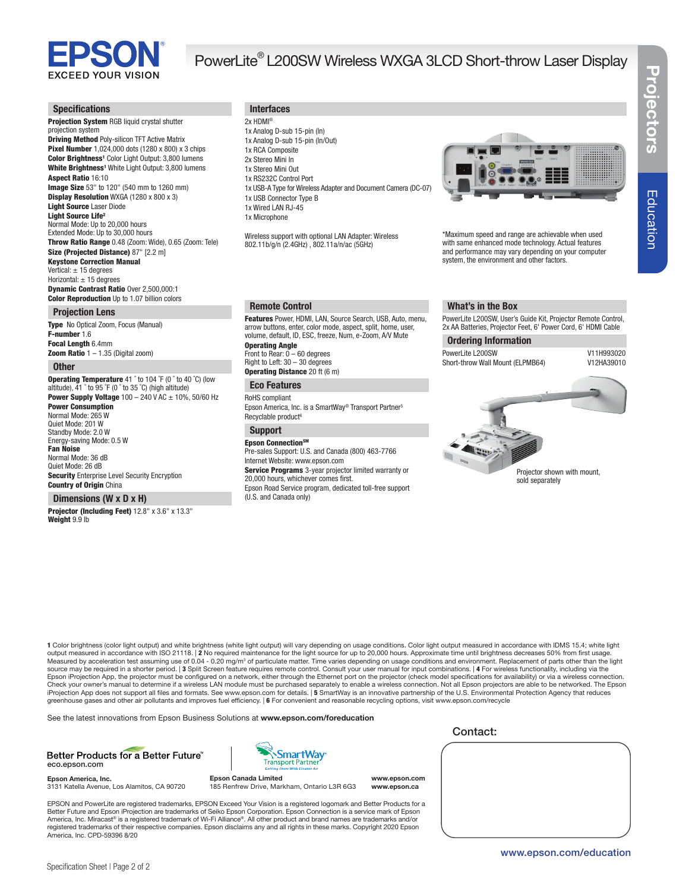# PowerLite® L200SW Wireless WXGA 3LCD Short-throw Laser Display

## Specifications

**Projection System** RGB liquid crystal shutter projection system
**Driving Method** Poly-silicon TFT Active Matrix
**Pixel Number** 1,024,000 dots (1280 x 800) x 3 chips
**Color Brightness**[1] Color Light Output: 3,800 lumens
**White Brightness**[1] White Light Output: 3,800 lumens
**Aspect Ratio** 16:10
**Image Size** 53" to 120" (540 mm to 1260 mm)
**Display Resolution** WXGA (1280 x 800 x 3)
**Light Source** Laser Diode
**Light Source Life**[2]
Normal Mode: Up to 20,000 hours
Extended Mode: Up to 30,000 hours
**Throw Ratio Range** 0.48 (Zoom: Wide), 0.65 (Zoom: Tele)
**Size (Projected Distance)** 87" [2.2 m]
**Keystone Correction Manual**
Vertical: ± 15 degrees
Horizontal: ± 15 degrees
**Dynamic Contrast Ratio** Over 2,500,000:1
**Color Reproduction** Up to 1.07 billion colors

## Projection Lens

**Type** No Optical Zoom, Focus (Manual)
**F-number** 1.6
**Focal Length** 6.4mm
**Zoom Ratio** 1 – 1.35 (Digital zoom)

## Other

**Operating Temperature** 41 ˚ to 104 ˚F (0 ˚ to 40 ˚C) (low altitude), 41 ˚ to 95 ˚F (0 ˚ to 35 ˚C) (high altitude)
**Power Supply Voltage** 100 – 240 V AC ± 10%, 50/60 Hz
**Power Consumption**
Normal Mode: 265 W
Quiet Mode: 201 W
Standby Mode: 2.0 W
Energy-saving Mode: 0.5 W
**Fan Noise**
Normal Mode: 36 dB
Quiet Mode: 26 dB
**Security** Enterprise Level Security Encryption
**Country of Origin** China

## Dimensions (W x D x H)

**Projector (Including Feet)** 12.8" x 3.6" x 13.3"
**Weight** 9.9 lb

## Interfaces

2x HDMI®
1x Analog D-sub 15-pin (In)
1x Analog D-sub 15-pin (In/Out)
1x RCA Composite
2x Stereo Mini In
1x Stereo Mini Out
1x RS232C Control Port
1x USB-A Type for Wireless Adapter and Document Camera (DC-07)
1x USB Connector Type B
1x Wired LAN RJ-45
1x Microphone

Wireless support with optional LAN Adapter: Wireless 802.11b/g/n (2.4GHz) , 802.11a/n/ac (5GHz)

*Maximum speed and range are achievable when used with same enhanced mode technology. Actual features and performance may vary depending on your computer system, the environment and other factors.

## Remote Control

**Features** Power, HDMI, LAN, Source Search, USB, Auto, menu, arrow buttons, enter, color mode, aspect, split, home, user, volume, default, ID, ESC, freeze, Num, e-Zoom, A/V Mute
**Operating Angle**
Front to Rear: 0 – 60 degrees
Right to Left: 30 – 30 degrees
**Operating Distance** 20 ft (6 m)

## Eco Features

RoHS compliant
Epson America, Inc. is a SmartWay® Transport Partner[5]
Recyclable product[6]

## Support

**Epson Connection**SM
Pre-sales Support: U.S. and Canada (800) 463-7766
Internet Website: www.epson.com
**Service Programs** 3-year projector limited warranty or 20,000 hours, whichever comes first.
Epson Road Service program, dedicated toll-free support (U.S. and Canada only)

## What's in the Box

PowerLite L200SW, User's Guide Kit, Projector Remote Control, 2x AA Batteries, Projector Feet, 6' Power Cord, 6' HDMI Cable

## Ordering Information

| | |
|---|---|
| PowerLite L200SW | V11H993020 |
| Short-throw Wall Mount (ELPMB64) | V12HA39010 |

Projector shown with mount, sold separately

1 Color brightness (color light output) and white brightness (white light output) will vary depending on usage conditions. Color light output measured in accordance with IDMS 15.4; white light output measured in accordance with ISO 21118. | 2 No required maintenance for the light source for up to 20,000 hours. Approximate time until brightness decreases 50% from first usage. Measured by acceleration test assuming use of 0.04 - 0.20 mg/m³ of particulate matter. Time varies depending on usage conditions and environment. Replacement of parts other than the light source may be required in a shorter period. | 3 Split Screen feature requires remote control. Consult your user manual for input combinations. | 4 For wireless functionality, including via the Epson iProjection App, the projector must be configured on a network, either through the Ethernet port on the projector (check model specifications for availability) or via a wireless connection. Check your owner's manual to determine if a wireless LAN module must be purchased separately to enable a wireless connection. Not all Epson projectors are able to be networked. The Epson iProjection App does not support all files and formats. See www.epson.com for details. | 5 SmartWay is an innovative partnership of the U.S. Environmental Protection Agency that reduces greenhouse gases and other air pollutants and improves fuel efficiency. | 6 For convenient and reasonable recycling options, visit www.epson.com/recycle

See the latest innovations from Epson Business Solutions at **www.epson.com/foreducation**

Better Products for a Better Future™
eco.epson.com

SmartWay® Transport Partner

Contact:

**Epson America, Inc.**
3131 Katella Avenue, Los Alamitos, CA 90720

**Epson Canada Limited**
185 Renfrew Drive, Markham, Ontario L3R 6G3

**www.epson.com**
**www.epson.ca**

EPSON and PowerLite are registered trademarks, EPSON Exceed Your Vision is a registered logomark and Better Products for a Better Future and Epson iProjection are trademarks of Seiko Epson Corporation. Epson Connection is a service mark of Epson America, Inc. Miracast® is a registered trademark of Wi-Fi Alliance®. All other product and brand names are trademarks and/or registered trademarks of their respective companies. Epson disclaims any and all rights in these marks. Copyright 2020 Epson America, Inc. CPD-59396 8/20

www.epson.com/education